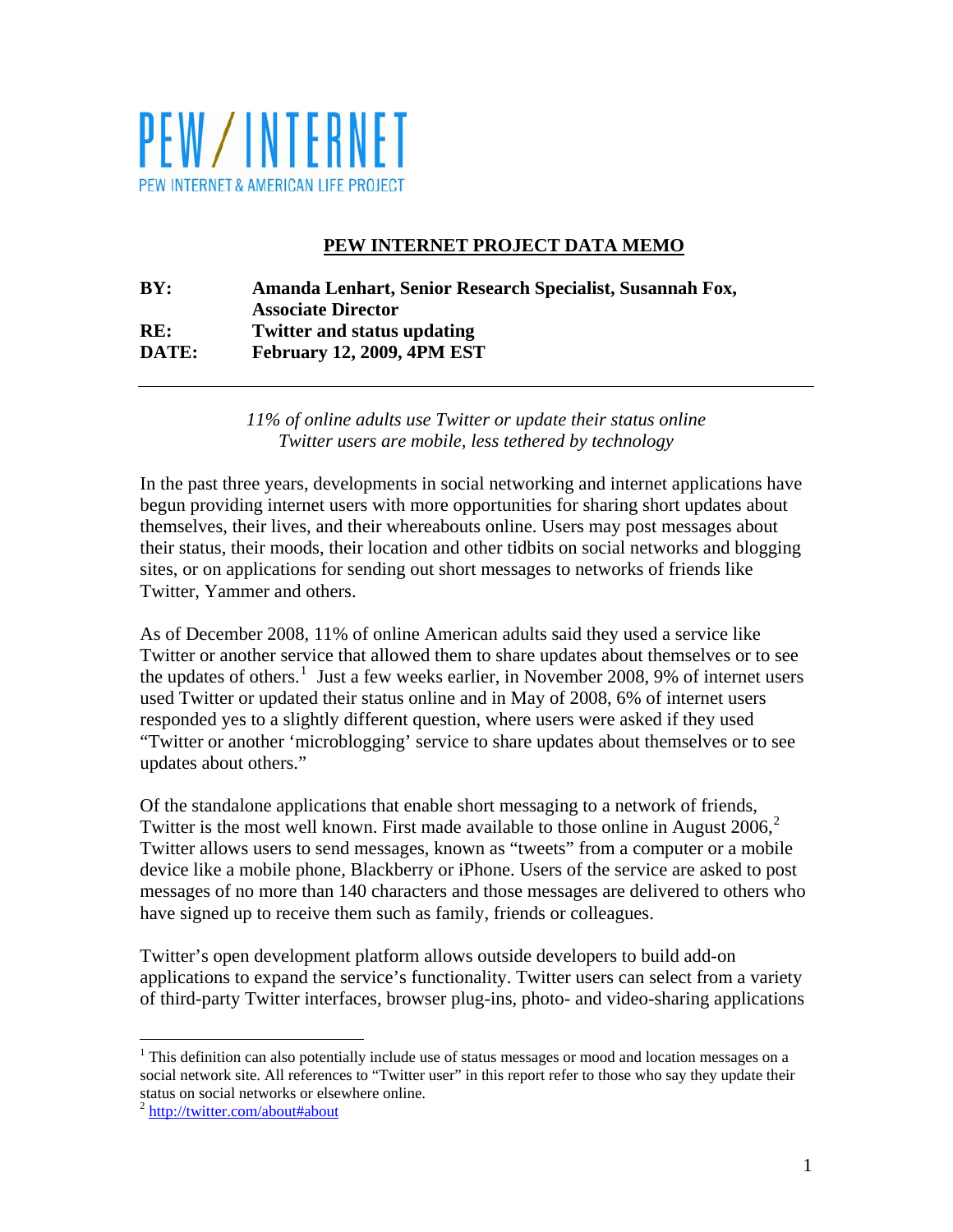PEW / INTERNET

PEW INTERNET & AMERICAN LIFE PROJECT

## PEW INTERNET PROJECT DATA MEMO

**BY:** **Amanda Lenhart, Senior Research Specialist, Susannah Fox, Associate Director**
**RE:** **Twitter and status updating**
**DATE:** **February 12, 2009, 4PM EST**

---

*11% of online adults use Twitter or update their status online*
*Twitter users are mobile, less tethered by technology*

In the past three years, developments in social networking and internet applications have begun providing internet users with more opportunities for sharing short updates about themselves, their lives, and their whereabouts online. Users may post messages about their status, their moods, their location and other tidbits on social networks and blogging sites, or on applications for sending out short messages to networks of friends like Twitter, Yammer and others.

As of December 2008, 11% of online American adults said they used a service like Twitter or another service that allowed them to share updates about themselves or to see the updates of others.[1] Just a few weeks earlier, in November 2008, 9% of internet users used Twitter or updated their status online and in May of 2008, 6% of internet users responded yes to a slightly different question, where users were asked if they used "Twitter or another 'microblogging' service to share updates about themselves or to see updates about others."

Of the standalone applications that enable short messaging to a network of friends, Twitter is the most well known. First made available to those online in August 2006,[2] Twitter allows users to send messages, known as "tweets" from a computer or a mobile device like a mobile phone, Blackberry or iPhone. Users of the service are asked to post messages of no more than 140 characters and those messages are delivered to others who have signed up to receive them such as family, friends or colleagues.

Twitter's open development platform allows outside developers to build add-on applications to expand the service's functionality. Twitter users can select from a variety of third-party Twitter interfaces, browser plug-ins, photo- and video-sharing applications

---

[1] This definition can also potentially include use of status messages or mood and location messages on a social network site. All references to "Twitter user" in this report refer to those who say they update their status on social networks or elsewhere online.

[2] http://twitter.com/about#about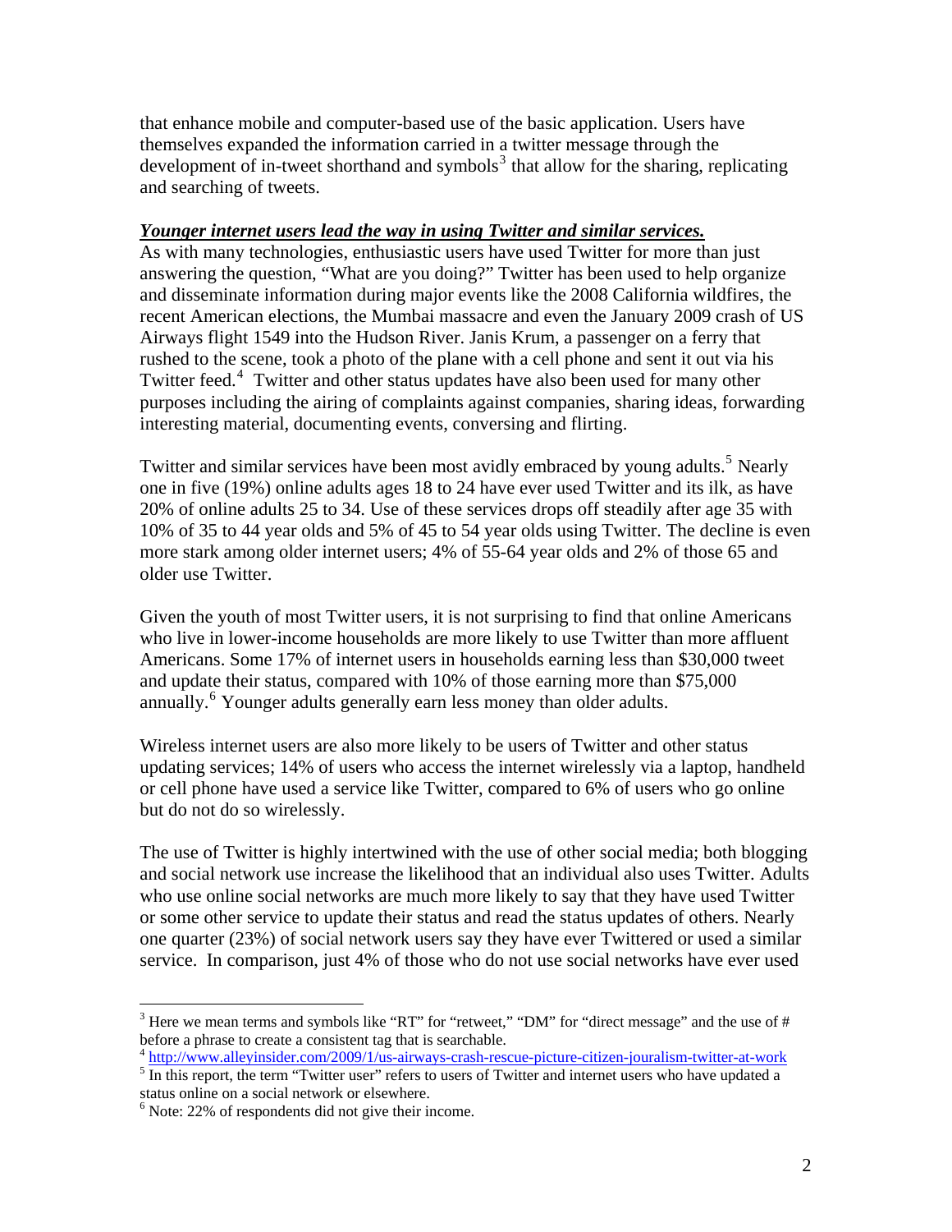that enhance mobile and computer-based use of the basic application. Users have themselves expanded the information carried in a twitter message through the development of in-tweet shorthand and symbols[3] that allow for the sharing, replicating and searching of tweets.

***Younger internet users lead the way in using Twitter and similar services.***

As with many technologies, enthusiastic users have used Twitter for more than just answering the question, "What are you doing?" Twitter has been used to help organize and disseminate information during major events like the 2008 California wildfires, the recent American elections, the Mumbai massacre and even the January 2009 crash of US Airways flight 1549 into the Hudson River. Janis Krum, a passenger on a ferry that rushed to the scene, took a photo of the plane with a cell phone and sent it out via his Twitter feed.[4] Twitter and other status updates have also been used for many other purposes including the airing of complaints against companies, sharing ideas, forwarding interesting material, documenting events, conversing and flirting.

Twitter and similar services have been most avidly embraced by young adults.[5] Nearly one in five (19%) online adults ages 18 to 24 have ever used Twitter and its ilk, as have 20% of online adults 25 to 34. Use of these services drops off steadily after age 35 with 10% of 35 to 44 year olds and 5% of 45 to 54 year olds using Twitter. The decline is even more stark among older internet users; 4% of 55-64 year olds and 2% of those 65 and older use Twitter.

Given the youth of most Twitter users, it is not surprising to find that online Americans who live in lower-income households are more likely to use Twitter than more affluent Americans. Some 17% of internet users in households earning less than $30,000 tweet and update their status, compared with 10% of those earning more than $75,000 annually.[6] Younger adults generally earn less money than older adults.

Wireless internet users are also more likely to be users of Twitter and other status updating services; 14% of users who access the internet wirelessly via a laptop, handheld or cell phone have used a service like Twitter, compared to 6% of users who go online but do not do so wirelessly.

The use of Twitter is highly intertwined with the use of other social media; both blogging and social network use increase the likelihood that an individual also uses Twitter. Adults who use online social networks are much more likely to say that they have used Twitter or some other service to update their status and read the status updates of others. Nearly one quarter (23%) of social network users say they have ever Twittered or used a similar service. In comparison, just 4% of those who do not use social networks have ever used

---

[3] Here we mean terms and symbols like "RT" for "retweet," "DM" for "direct message" and the use of # before a phrase to create a consistent tag that is searchable.

[4] http://www.alleyinsider.com/2009/1/us-airways-crash-rescue-picture-citizen-jouralism-twitter-at-work

[5] In this report, the term "Twitter user" refers to users of Twitter and internet users who have updated a status online on a social network or elsewhere.

[6] Note: 22% of respondents did not give their income.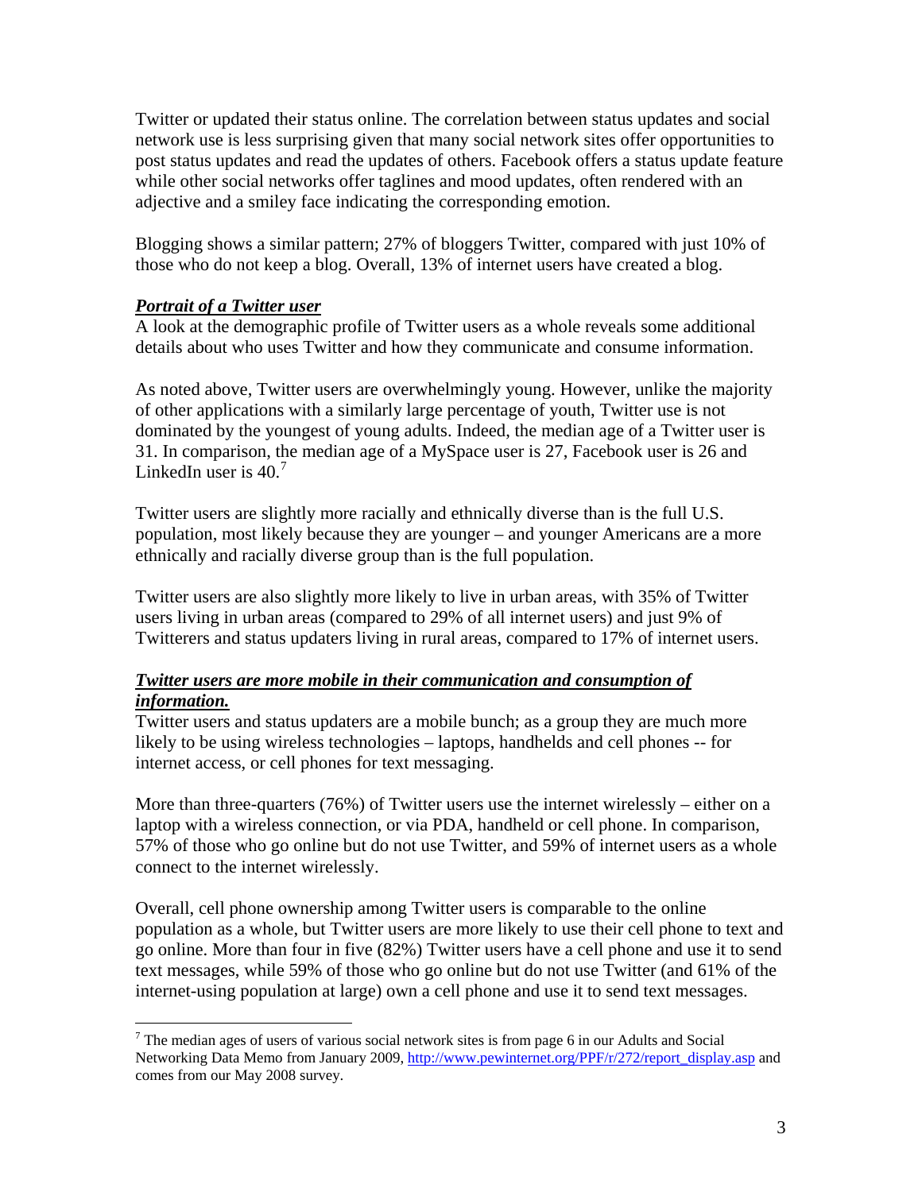Twitter or updated their status online. The correlation between status updates and social network use is less surprising given that many social network sites offer opportunities to post status updates and read the updates of others. Facebook offers a status update feature while other social networks offer taglines and mood updates, often rendered with an adjective and a smiley face indicating the corresponding emotion.

Blogging shows a similar pattern; 27% of bloggers Twitter, compared with just 10% of those who do not keep a blog. Overall, 13% of internet users have created a blog.

***Portrait of a Twitter user***

A look at the demographic profile of Twitter users as a whole reveals some additional details about who uses Twitter and how they communicate and consume information.

As noted above, Twitter users are overwhelmingly young. However, unlike the majority of other applications with a similarly large percentage of youth, Twitter use is not dominated by the youngest of young adults. Indeed, the median age of a Twitter user is 31. In comparison, the median age of a MySpace user is 27, Facebook user is 26 and LinkedIn user is 40.[7]

Twitter users are slightly more racially and ethnically diverse than is the full U.S. population, most likely because they are younger – and younger Americans are a more ethnically and racially diverse group than is the full population.

Twitter users are also slightly more likely to live in urban areas, with 35% of Twitter users living in urban areas (compared to 29% of all internet users) and just 9% of Twitterers and status updaters living in rural areas, compared to 17% of internet users.

***Twitter users are more mobile in their communication and consumption of information.***

Twitter users and status updaters are a mobile bunch; as a group they are much more likely to be using wireless technologies – laptops, handhelds and cell phones -- for internet access, or cell phones for text messaging.

More than three-quarters (76%) of Twitter users use the internet wirelessly – either on a laptop with a wireless connection, or via PDA, handheld or cell phone. In comparison, 57% of those who go online but do not use Twitter, and 59% of internet users as a whole connect to the internet wirelessly.

Overall, cell phone ownership among Twitter users is comparable to the online population as a whole, but Twitter users are more likely to use their cell phone to text and go online. More than four in five (82%) Twitter users have a cell phone and use it to send text messages, while 59% of those who go online but do not use Twitter (and 61% of the internet-using population at large) own a cell phone and use it to send text messages.

---

[7] The median ages of users of various social network sites is from page 6 in our Adults and Social Networking Data Memo from January 2009, http://www.pewinternet.org/PPF/r/272/report_display.asp and comes from our May 2008 survey.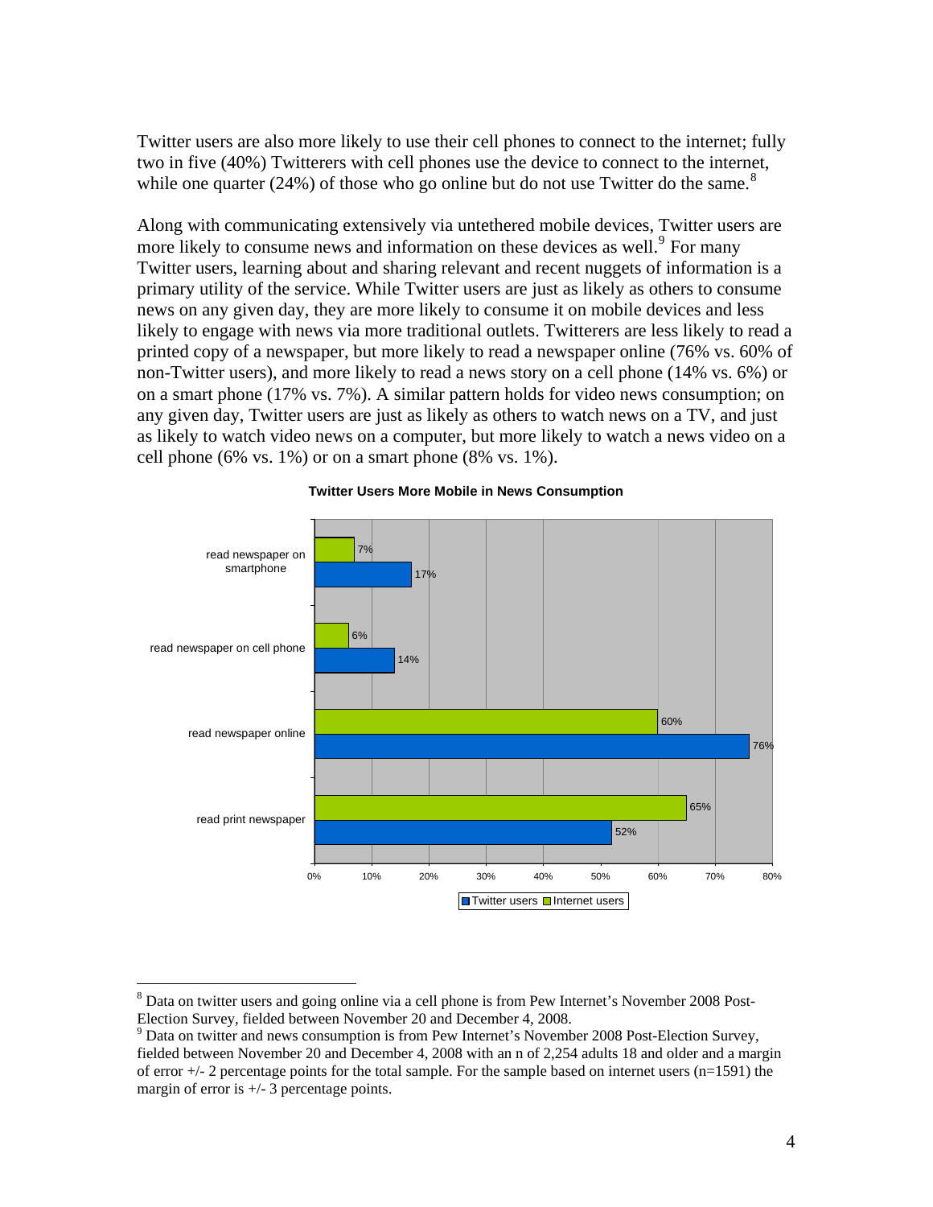Twitter users are also more likely to use their cell phones to connect to the internet; fully two in five (40%) Twitterers with cell phones use the device to connect to the internet, while one quarter (24%) of those who go online but do not use Twitter do the same.[8]

Along with communicating extensively via untethered mobile devices, Twitter users are more likely to consume news and information on these devices as well.[9] For many Twitter users, learning about and sharing relevant and recent nuggets of information is a primary utility of the service. While Twitter users are just as likely as others to consume news on any given day, they are more likely to consume it on mobile devices and less likely to engage with news via more traditional outlets. Twitterers are less likely to read a printed copy of a newspaper, but more likely to read a newspaper online (76% vs. 60% of non-Twitter users), and more likely to read a news story on a cell phone (14% vs. 6%) or on a smart phone (17% vs. 7%). A similar pattern holds for video news consumption; on any given day, Twitter users are just as likely as others to watch news on a TV, and just as likely to watch video news on a computer, but more likely to watch a news video on a cell phone (6% vs. 1%) or on a smart phone (8% vs. 1%).

**Twitter Users More Mobile in News Consumption**

| | Twitter users | Internet users |
|---|---|---|
| read newspaper on smartphone | 17% | 7% |
| read newspaper on cell phone | 14% | 6% |
| read newspaper online | 76% | 60% |
| read print newspaper | 52% | 65% |

---

[8] Data on twitter users and going online via a cell phone is from Pew Internet's November 2008 Post-Election Survey, fielded between November 20 and December 4, 2008.

[9] Data on twitter and news consumption is from Pew Internet's November 2008 Post-Election Survey, fielded between November 20 and December 4, 2008 with an n of 2,254 adults 18 and older and a margin of error +/- 2 percentage points for the total sample. For the sample based on internet users (n=1591) the margin of error is +/- 3 percentage points.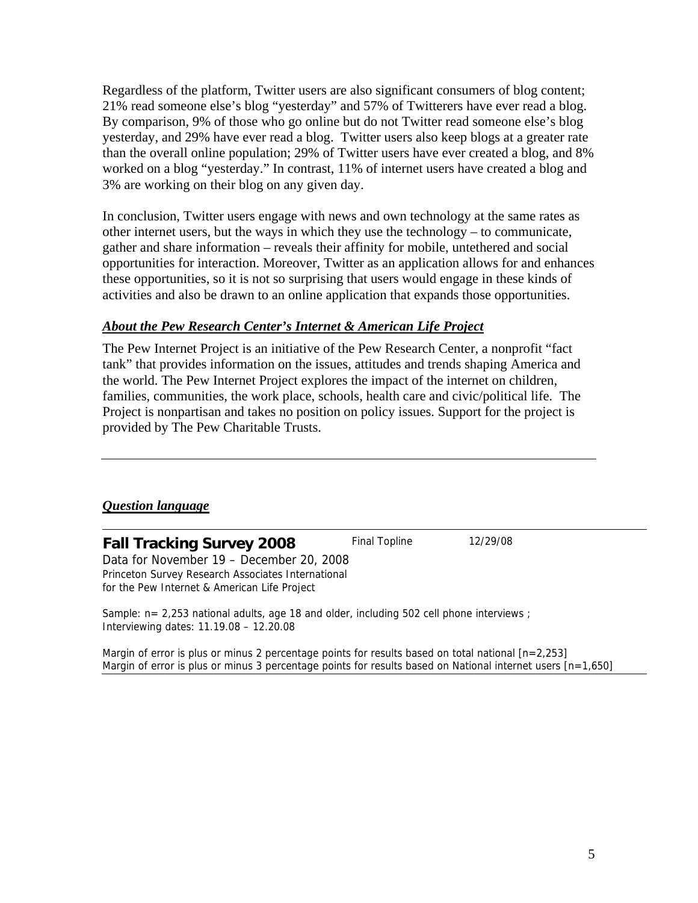Regardless of the platform, Twitter users are also significant consumers of blog content; 21% read someone else's blog "yesterday" and 57% of Twitterers have ever read a blog. By comparison, 9% of those who go online but do not Twitter read someone else's blog yesterday, and 29% have ever read a blog. Twitter users also keep blogs at a greater rate than the overall online population; 29% of Twitter users have ever created a blog, and 8% worked on a blog "yesterday." In contrast, 11% of internet users have created a blog and 3% are working on their blog on any given day.

In conclusion, Twitter users engage with news and own technology at the same rates as other internet users, but the ways in which they use the technology – to communicate, gather and share information – reveals their affinity for mobile, untethered and social opportunities for interaction. Moreover, Twitter as an application allows for and enhances these opportunities, so it is not so surprising that users would engage in these kinds of activities and also be drawn to an online application that expands those opportunities.

## ***About the Pew Research Center's Internet & American Life Project***

The Pew Internet Project is an initiative of the Pew Research Center, a nonprofit "fact tank" that provides information on the issues, attitudes and trends shaping America and the world. The Pew Internet Project explores the impact of the internet on children, families, communities, the work place, schools, health care and civic/political life. The Project is nonpartisan and takes no position on policy issues. Support for the project is provided by The Pew Charitable Trusts.

---

## ***Question language***

---

**Fall Tracking Survey 2008** Final Topline 12/29/08

Data for November 19 – December 20, 2008
Princeton Survey Research Associates International
for the Pew Internet & American Life Project

Sample: n= 2,253 national adults, age 18 and older, including 502 cell phone interviews ;
Interviewing dates: 11.19.08 – 12.20.08

Margin of error is plus or minus 2 percentage points for results based on total national [n=2,253]
Margin of error is plus or minus 3 percentage points for results based on National internet users [n=1,650]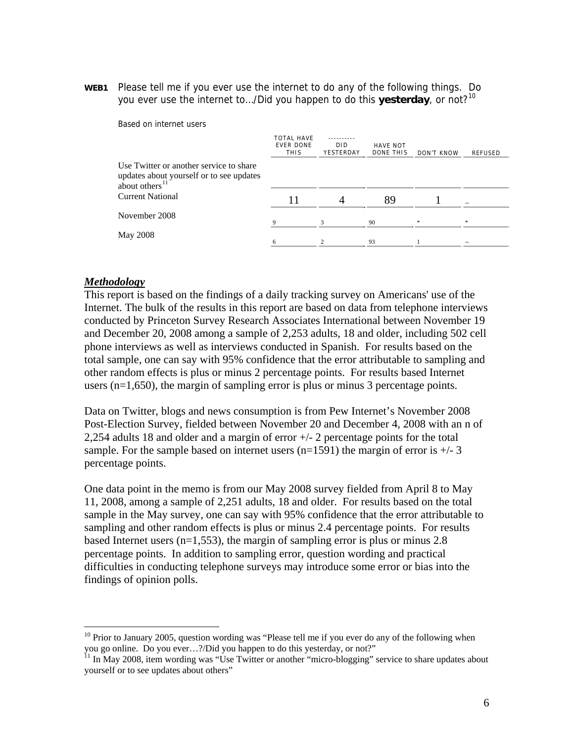**WEB1** Please tell me if you ever use the internet to do any of the following things. Do you ever use the internet to…/Did you happen to do this **yesterday**, or not?[10]

Based on internet users

| | TOTAL HAVE EVER DONE THIS | ---------- DID YESTERDAY | HAVE NOT DONE THIS | DON'T KNOW | REFUSED |
|---|---|---|---|---|---|
| Use Twitter or another service to share updates about yourself or to see updates about others[11] | | | | | |
| Current National | 11 | 4 | 89 | 1 | -- |
| November 2008 | 9 | 3 | 90 | * | * |
| May 2008 | 6 | 2 | 93 | 1 | -- |

***Methodology***

This report is based on the findings of a daily tracking survey on Americans' use of the Internet. The bulk of the results in this report are based on data from telephone interviews conducted by Princeton Survey Research Associates International between November 19 and December 20, 2008 among a sample of 2,253 adults, 18 and older, including 502 cell phone interviews as well as interviews conducted in Spanish. For results based on the total sample, one can say with 95% confidence that the error attributable to sampling and other random effects is plus or minus 2 percentage points. For results based Internet users (n=1,650), the margin of sampling error is plus or minus 3 percentage points.

Data on Twitter, blogs and news consumption is from Pew Internet's November 2008 Post-Election Survey, fielded between November 20 and December 4, 2008 with an n of 2,254 adults 18 and older and a margin of error +/- 2 percentage points for the total sample. For the sample based on internet users (n=1591) the margin of error is +/- 3 percentage points.

One data point in the memo is from our May 2008 survey fielded from April 8 to May 11, 2008, among a sample of 2,251 adults, 18 and older. For results based on the total sample in the May survey, one can say with 95% confidence that the error attributable to sampling and other random effects is plus or minus 2.4 percentage points. For results based Internet users (n=1,553), the margin of sampling error is plus or minus 2.8 percentage points. In addition to sampling error, question wording and practical difficulties in conducting telephone surveys may introduce some error or bias into the findings of opinion polls.

---

[10] Prior to January 2005, question wording was "Please tell me if you ever do any of the following when you go online. Do you ever…?/Did you happen to do this yesterday, or not?"

[11] In May 2008, item wording was "Use Twitter or another "micro-blogging" service to share updates about yourself or to see updates about others"